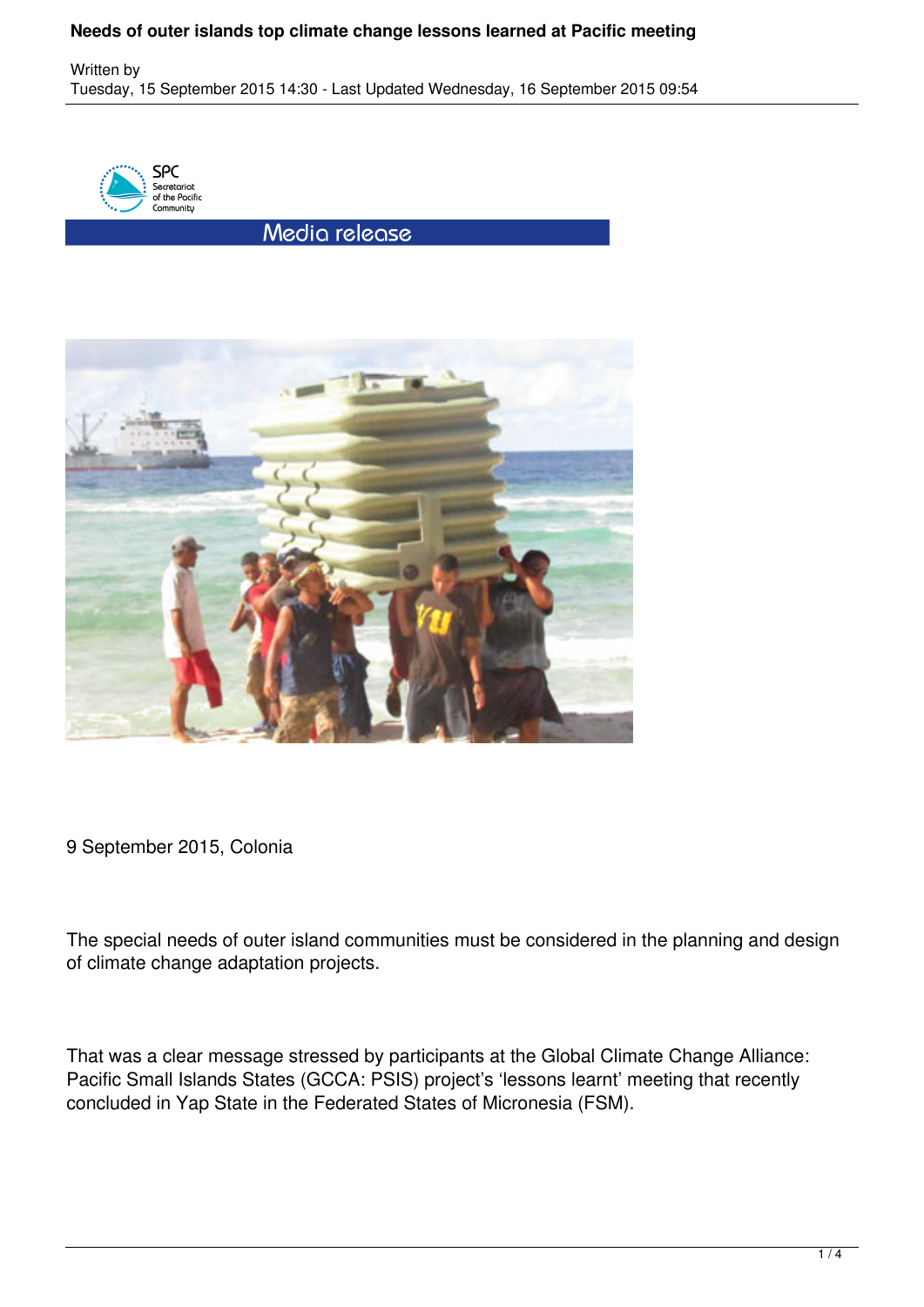# Needs of outer islands top climate change lessons learned at Pacific meeting

Written by
Tuesday, 15 September 2015 14:30 - Last Updated Wednesday, 16 September 2015 09:54

SPC
Secretariat of the Pacific Community

Media release

9 September 2015, Colonia

The special needs of outer island communities must be considered in the planning and design of climate change adaptation projects.

That was a clear message stressed by participants at the Global Climate Change Alliance: Pacific Small Islands States (GCCA: PSIS) project's 'lessons learnt' meeting that recently concluded in Yap State in the Federated States of Micronesia (FSM).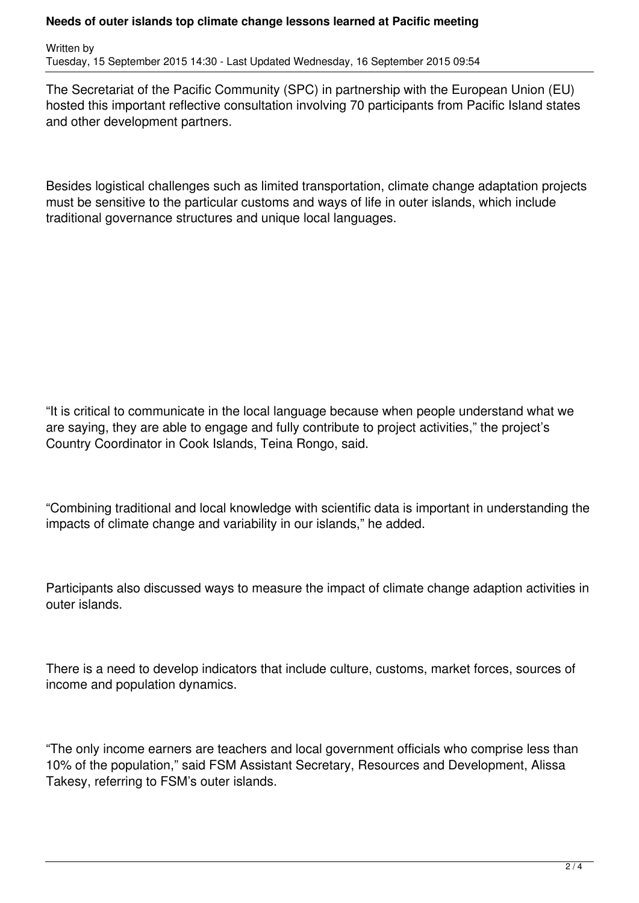The Secretariat of the Pacific Community (SPC) in partnership with the European Union (EU) hosted this important reflective consultation involving 70 participants from Pacific Island states and other development partners.

Besides logistical challenges such as limited transportation, climate change adaptation projects must be sensitive to the particular customs and ways of life in outer islands, which include traditional governance structures and unique local languages.

“It is critical to communicate in the local language because when people understand what we are saying, they are able to engage and fully contribute to project activities,” the project’s Country Coordinator in Cook Islands, Teina Rongo, said.

“Combining traditional and local knowledge with scientific data is important in understanding the impacts of climate change and variability in our islands,” he added.

Participants also discussed ways to measure the impact of climate change adaption activities in outer islands.

There is a need to develop indicators that include culture, customs, market forces, sources of income and population dynamics.

“The only income earners are teachers and local government officials who comprise less than 10% of the population,” said FSM Assistant Secretary, Resources and Development, Alissa Takesy, referring to FSM’s outer islands.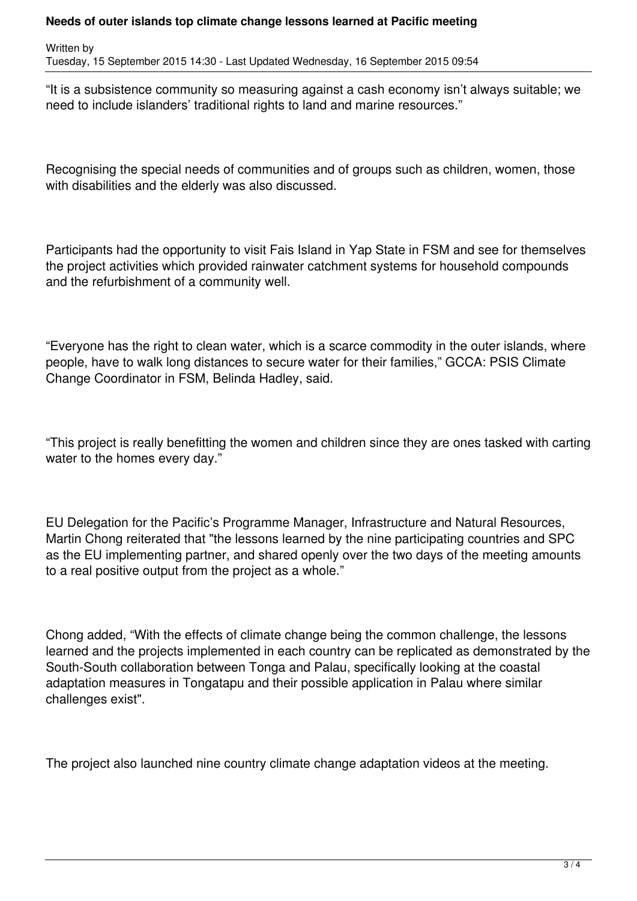"It is a subsistence community so measuring against a cash economy isn't always suitable; we need to include islanders' traditional rights to land and marine resources."

Recognising the special needs of communities and of groups such as children, women, those with disabilities and the elderly was also discussed.

Participants had the opportunity to visit Fais Island in Yap State in FSM and see for themselves the project activities which provided rainwater catchment systems for household compounds and the refurbishment of a community well.

"Everyone has the right to clean water, which is a scarce commodity in the outer islands, where people, have to walk long distances to secure water for their families," GCCA: PSIS Climate Change Coordinator in FSM, Belinda Hadley, said.

"This project is really benefitting the women and children since they are ones tasked with carting water to the homes every day."

EU Delegation for the Pacific's Programme Manager, Infrastructure and Natural Resources, Martin Chong reiterated that "the lessons learned by the nine participating countries and SPC as the EU implementing partner, and shared openly over the two days of the meeting amounts to a real positive output from the project as a whole."

Chong added, "With the effects of climate change being the common challenge, the lessons learned and the projects implemented in each country can be replicated as demonstrated by the South-South collaboration between Tonga and Palau, specifically looking at the coastal adaptation measures in Tongatapu and their possible application in Palau where similar challenges exist".

The project also launched nine country climate change adaptation videos at the meeting.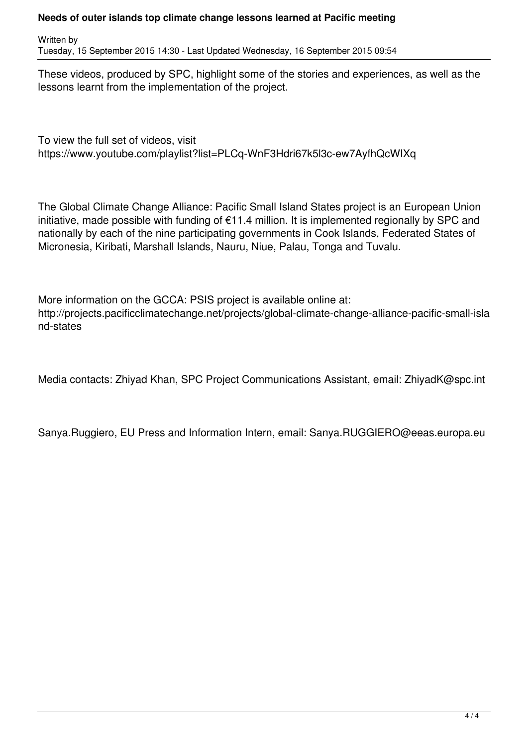These videos, produced by SPC, highlight some of the stories and experiences, as well as the lessons learnt from the implementation of the project.

To view the full set of videos, visit https://www.youtube.com/playlist?list=PLCq-WnF3Hdri67k5l3c-ew7AyfhQcWIXq

The Global Climate Change Alliance: Pacific Small Island States project is an European Union initiative, made possible with funding of €11.4 million. It is implemented regionally by SPC and nationally by each of the nine participating governments in Cook Islands, Federated States of Micronesia, Kiribati, Marshall Islands, Nauru, Niue, Palau, Tonga and Tuvalu.

More information on the GCCA: PSIS project is available online at: http://projects.pacificclimatechange.net/projects/global-climate-change-alliance-pacific-small-island-states

Media contacts: Zhiyad Khan, SPC Project Communications Assistant, email: ZhiyadK@spc.int

Sanya.Ruggiero, EU Press and Information Intern, email: Sanya.RUGGIERO@eeas.europa.eu